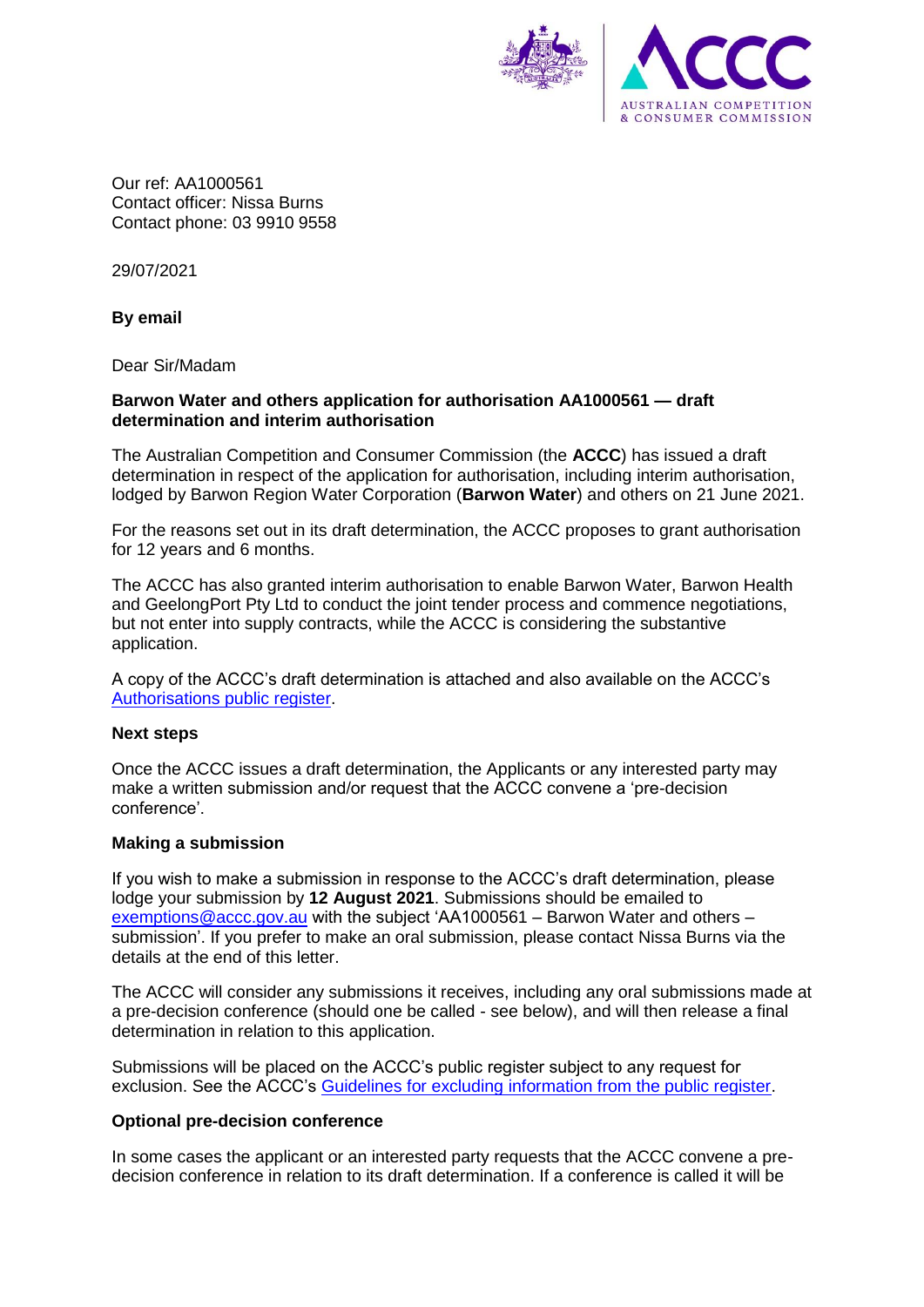Our ref: AA1000561
Contact officer: Nissa Burns
Contact phone: 03 9910 9558

29/07/2021

**By email**

Dear Sir/Madam

**Barwon Water and others application for authorisation AA1000561 — draft determination and interim authorisation**

The Australian Competition and Consumer Commission (the **ACCC**) has issued a draft determination in respect of the application for authorisation, including interim authorisation, lodged by Barwon Region Water Corporation (**Barwon Water**) and others on 21 June 2021.

For the reasons set out in its draft determination, the ACCC proposes to grant authorisation for 12 years and 6 months.

The ACCC has also granted interim authorisation to enable Barwon Water, Barwon Health and GeelongPort Pty Ltd to conduct the joint tender process and commence negotiations, but not enter into supply contracts, while the ACCC is considering the substantive application.

A copy of the ACCC's draft determination is attached and also available on the ACCC's [Authorisations public register](#).

**Next steps**

Once the ACCC issues a draft determination, the Applicants or any interested party may make a written submission and/or request that the ACCC convene a 'pre-decision conference'.

**Making a submission**

If you wish to make a submission in response to the ACCC's draft determination, please lodge your submission by **12 August 2021**. Submissions should be emailed to exemptions@accc.gov.au with the subject 'AA1000561 – Barwon Water and others – submission'. If you prefer to make an oral submission, please contact Nissa Burns via the details at the end of this letter.

The ACCC will consider any submissions it receives, including any oral submissions made at a pre-decision conference (should one be called - see below), and will then release a final determination in relation to this application.

Submissions will be placed on the ACCC's public register subject to any request for exclusion. See the ACCC's [Guidelines for excluding information from the public register](#).

**Optional pre-decision conference**

In some cases the applicant or an interested party requests that the ACCC convene a pre-decision conference in relation to its draft determination. If a conference is called it will be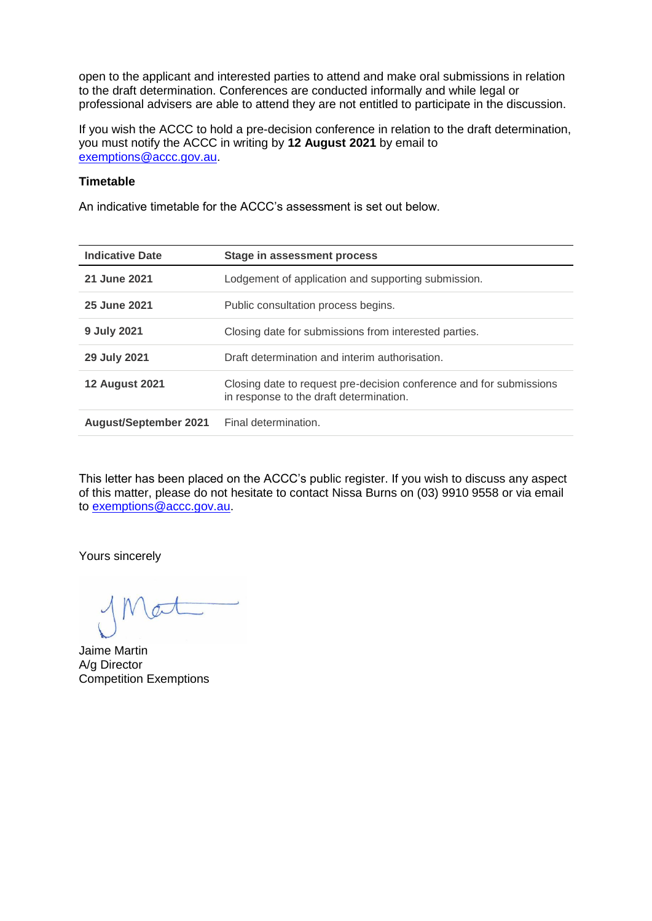open to the applicant and interested parties to attend and make oral submissions in relation to the draft determination. Conferences are conducted informally and while legal or professional advisers are able to attend they are not entitled to participate in the discussion.

If you wish the ACCC to hold a pre-decision conference in relation to the draft determination, you must notify the ACCC in writing by **12 August 2021** by email to exemptions@accc.gov.au.

**Timetable**

An indicative timetable for the ACCC's assessment is set out below.

| Indicative Date | Stage in assessment process |
|---|---|
| **21 June 2021** | Lodgement of application and supporting submission. |
| **25 June 2021** | Public consultation process begins. |
| **9 July 2021** | Closing date for submissions from interested parties. |
| **29 July 2021** | Draft determination and interim authorisation. |
| **12 August 2021** | Closing date to request pre-decision conference and for submissions in response to the draft determination. |
| **August/September 2021** | Final determination. |

This letter has been placed on the ACCC's public register. If you wish to discuss any aspect of this matter, please do not hesitate to contact Nissa Burns on (03) 9910 9558 or via email to exemptions@accc.gov.au.

Yours sincerely

Jaime Martin
A/g Director
Competition Exemptions